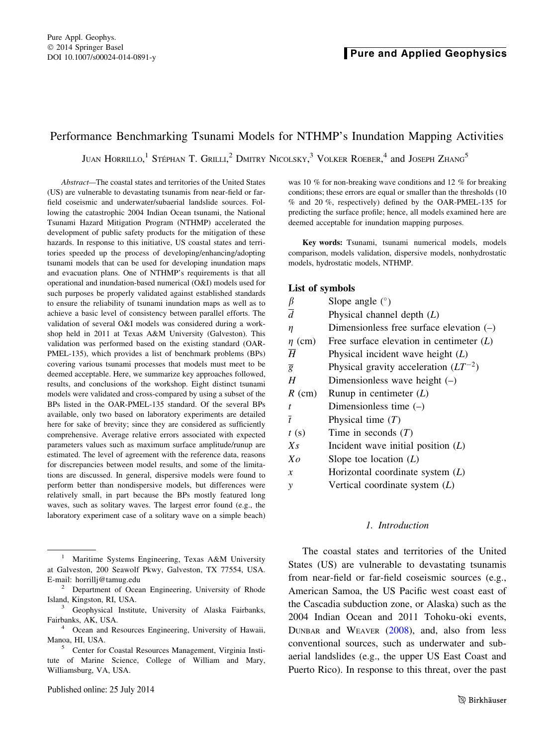# Performance Benchmarking Tsunami Models for NTHMP's Inundation Mapping Activities

Juan Horrillo,[1] Stéphan T. Grilli,[2] Dmitry Nicolsky,[3] Volker Roeber,[4] and Joseph Zhang[5]

*Abstract*—The coastal states and territories of the United States (US) are vulnerable to devastating tsunamis from near-field or far-field coseismic and underwater/subaerial landslide sources. Following the catastrophic 2004 Indian Ocean tsunami, the National Tsunami Hazard Mitigation Program (NTHMP) accelerated the development of public safety products for the mitigation of these hazards. In response to this initiative, US coastal states and territories speeded up the process of developing/enhancing/adopting tsunami models that can be used for developing inundation maps and evacuation plans. One of NTHMP's requirements is that all operational and inundation-based numerical (O&I) models used for such purposes be properly validated against established standards to ensure the reliability of tsunami inundation maps as well as to achieve a basic level of consistency between parallel efforts. The validation of several O&I models was considered during a workshop held in 2011 at Texas A&M University (Galveston). This validation was performed based on the existing standard (OAR-PMEL-135), which provides a list of benchmark problems (BPs) covering various tsunami processes that models must meet to be deemed acceptable. Here, we summarize key approaches followed, results, and conclusions of the workshop. Eight distinct tsunami models were validated and cross-compared by using a subset of the BPs listed in the OAR-PMEL-135 standard. Of the several BPs available, only two based on laboratory experiments are detailed here for sake of brevity; since they are considered as sufficiently comprehensive. Average relative errors associated with expected parameters values such as maximum surface amplitude/runup are estimated. The level of agreement with the reference data, reasons for discrepancies between model results, and some of the limitations are discussed. In general, dispersive models were found to perform better than nondispersive models, but differences were relatively small, in part because the BPs mostly featured long waves, such as solitary waves. The largest error found (e.g., the laboratory experiment case of a solitary wave on a simple beach) was 10 % for non-breaking wave conditions and 12 % for breaking conditions; these errors are equal or smaller than the thresholds (10 % and 20 %, respectively) defined by the OAR-PMEL-135 for predicting the surface profile; hence, all models examined here are deemed acceptable for inundation mapping purposes.

**Key words:** Tsunami, tsunami numerical models, models comparison, models validation, dispersive models, nonhydrostatic models, hydrostatic models, NTHMP.

## List of symbols

| | |
|---|---|
| $\beta$ | Slope angle (°) |
| $\overline{d}$ | Physical channel depth ($L$) |
| $\eta$ | Dimensionless free surface elevation (–) |
| $\eta$ (cm) | Free surface elevation in centimeter ($L$) |
| $\overline{H}$ | Physical incident wave height ($L$) |
| $\overline{g}$ | Physical gravity acceleration ($LT^{-2}$) |
| $H$ | Dimensionless wave height (–) |
| $R$ (cm) | Runup in centimeter ($L$) |
| $t$ | Dimensionless time (–) |
| $\overline{t}$ | Physical time ($T$) |
| $t$ (s) | Time in seconds ($T$) |
| $Xs$ | Incident wave initial position ($L$) |
| $Xo$ | Slope toe location ($L$) |
| $x$ | Horizontal coordinate system ($L$) |
| $y$ | Vertical coordinate system ($L$) |

## 1. Introduction

The coastal states and territories of the United States (US) are vulnerable to devastating tsunamis from near-field or far-field coseismic sources (e.g., American Samoa, the US Pacific west coast east of the Cascadia subduction zone, or Alaska) such as the 2004 Indian Ocean and 2011 Tohoku-oki events, Dunbar and Weaver (2008), and, also from less conventional sources, such as underwater and subaerial landslides (e.g., the upper US East Coast and Puerto Rico). In response to this threat, over the past

---

[1] Maritime Systems Engineering, Texas A&M University at Galveston, 200 Seawolf Pkwy, Galveston, TX 77554, USA. E-mail: horrillj@tamug.edu

[2] Department of Ocean Engineering, University of Rhode Island, Kingston, RI, USA.

[3] Geophysical Institute, University of Alaska Fairbanks, Fairbanks, AK, USA.

[4] Ocean and Resources Engineering, University of Hawaii, Manoa, HI, USA.

[5] Center for Coastal Resources Management, Virginia Institute of Marine Science, College of William and Mary, Williamsburg, VA, USA.

Published online: 25 July 2014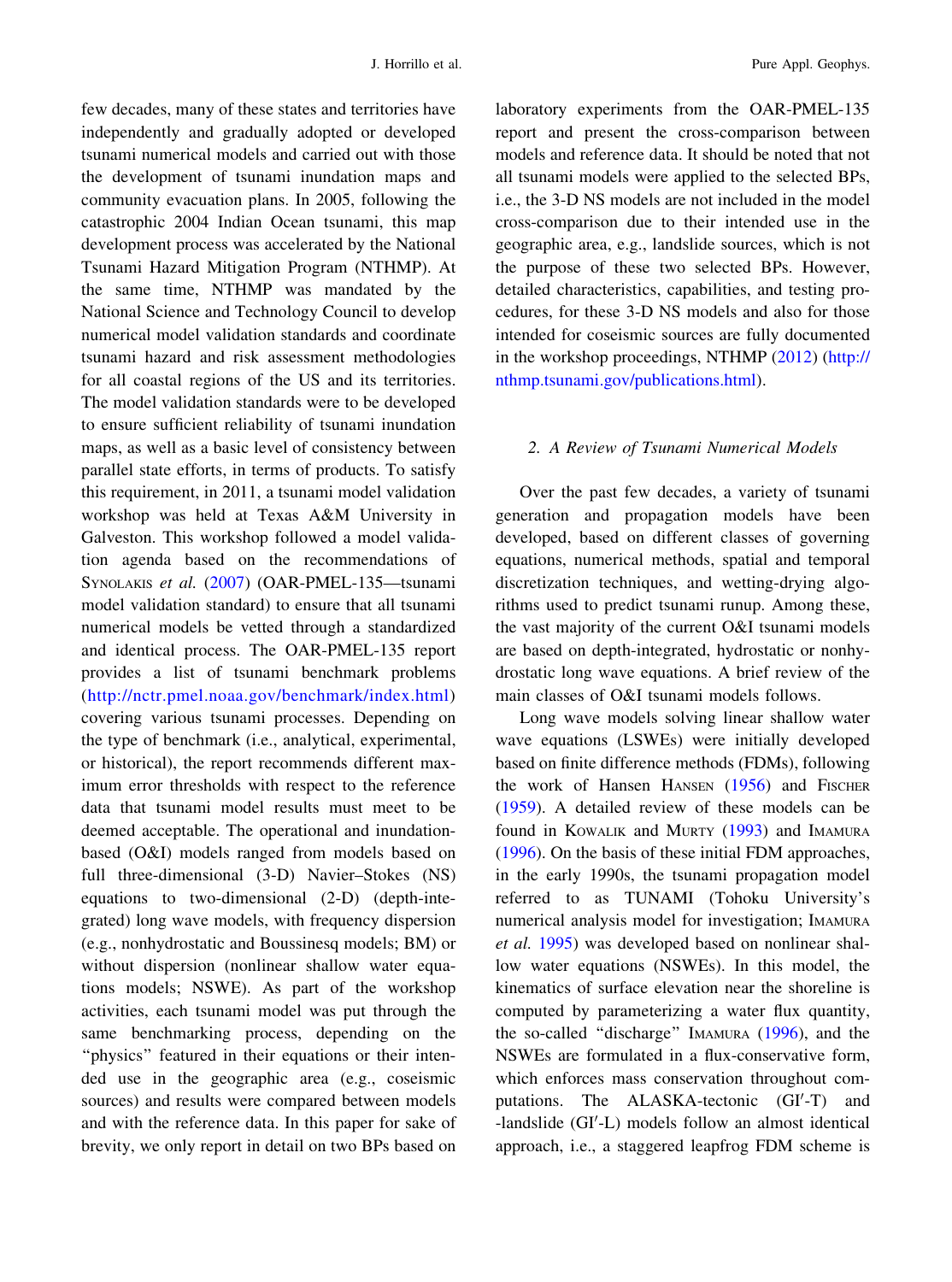few decades, many of these states and territories have independently and gradually adopted or developed tsunami numerical models and carried out with those the development of tsunami inundation maps and community evacuation plans. In 2005, following the catastrophic 2004 Indian Ocean tsunami, this map development process was accelerated by the National Tsunami Hazard Mitigation Program (NTHMP). At the same time, NTHMP was mandated by the National Science and Technology Council to develop numerical model validation standards and coordinate tsunami hazard and risk assessment methodologies for all coastal regions of the US and its territories. The model validation standards were to be developed to ensure sufficient reliability of tsunami inundation maps, as well as a basic level of consistency between parallel state efforts, in terms of products. To satisfy this requirement, in 2011, a tsunami model validation workshop was held at Texas A&M University in Galveston. This workshop followed a model validation agenda based on the recommendations of Synolakis *et al.* (2007) (OAR-PMEL-135—tsunami model validation standard) to ensure that all tsunami numerical models be vetted through a standardized and identical process. The OAR-PMEL-135 report provides a list of tsunami benchmark problems (http://nctr.pmel.noaa.gov/benchmark/index.html) covering various tsunami processes. Depending on the type of benchmark (i.e., analytical, experimental, or historical), the report recommends different maximum error thresholds with respect to the reference data that tsunami model results must meet to be deemed acceptable. The operational and inundation-based (O&I) models ranged from models based on full three-dimensional (3-D) Navier–Stokes (NS) equations to two-dimensional (2-D) (depth-integrated) long wave models, with frequency dispersion (e.g., nonhydrostatic and Boussinesq models; BM) or without dispersion (nonlinear shallow water equations models; NSWE). As part of the workshop activities, each tsunami model was put through the same benchmarking process, depending on the "physics" featured in their equations or their intended use in the geographic area (e.g., coseismic sources) and results were compared between models and with the reference data. In this paper for sake of brevity, we only report in detail on two BPs based on laboratory experiments from the OAR-PMEL-135 report and present the cross-comparison between models and reference data. It should be noted that not all tsunami models were applied to the selected BPs, i.e., the 3-D NS models are not included in the model cross-comparison due to their intended use in the geographic area, e.g., landslide sources, which is not the purpose of these two selected BPs. However, detailed characteristics, capabilities, and testing procedures, for these 3-D NS models and also for those intended for coseismic sources are fully documented in the workshop proceedings, NTHMP (2012) (http://nthmp.tsunami.gov/publications.html).

## 2. A Review of Tsunami Numerical Models

Over the past few decades, a variety of tsunami generation and propagation models have been developed, based on different classes of governing equations, numerical methods, spatial and temporal discretization techniques, and wetting-drying algorithms used to predict tsunami runup. Among these, the vast majority of the current O&I tsunami models are based on depth-integrated, hydrostatic or nonhydrostatic long wave equations. A brief review of the main classes of O&I tsunami models follows.

Long wave models solving linear shallow water wave equations (LSWEs) were initially developed based on finite difference methods (FDMs), following the work of Hansen Hansen (1956) and Fischer (1959). A detailed review of these models can be found in Kowalik and Murty (1993) and Imamura (1996). On the basis of these initial FDM approaches, in the early 1990s, the tsunami propagation model referred to as TUNAMI (Tohoku University's numerical analysis model for investigation; Imamura *et al.* 1995) was developed based on nonlinear shallow water equations (NSWEs). In this model, the kinematics of surface elevation near the shoreline is computed by parameterizing a water flux quantity, the so-called "discharge" Imamura (1996), and the NSWEs are formulated in a flux-conservative form, which enforces mass conservation throughout computations. The ALASKA-tectonic (GI′-T) and -landslide (GI′-L) models follow an almost identical approach, i.e., a staggered leapfrog FDM scheme is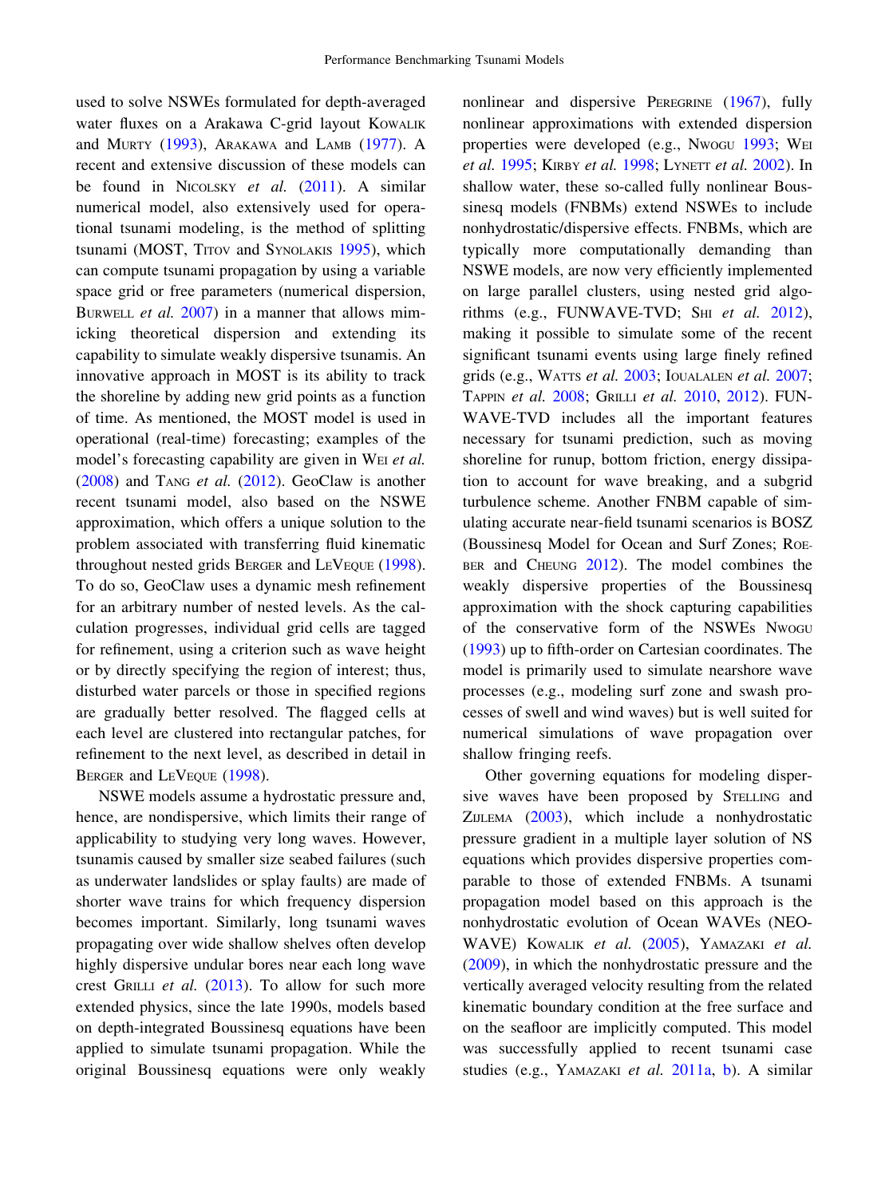used to solve NSWEs formulated for depth-averaged water fluxes on a Arakawa C-grid layout Kowalik and Murty (1993), Arakawa and Lamb (1977). A recent and extensive discussion of these models can be found in Nicolsky *et al.* (2011). A similar numerical model, also extensively used for operational tsunami modeling, is the method of splitting tsunami (MOST, Titov and Synolakis 1995), which can compute tsunami propagation by using a variable space grid or free parameters (numerical dispersion, Burwell *et al.* 2007) in a manner that allows mimicking theoretical dispersion and extending its capability to simulate weakly dispersive tsunamis. An innovative approach in MOST is its ability to track the shoreline by adding new grid points as a function of time. As mentioned, the MOST model is used in operational (real-time) forecasting; examples of the model's forecasting capability are given in Wei *et al.* (2008) and Tang *et al.* (2012). GeoClaw is another recent tsunami model, also based on the NSWE approximation, which offers a unique solution to the problem associated with transferring fluid kinematic throughout nested grids Berger and LeVeque (1998). To do so, GeoClaw uses a dynamic mesh refinement for an arbitrary number of nested levels. As the calculation progresses, individual grid cells are tagged for refinement, using a criterion such as wave height or by directly specifying the region of interest; thus, disturbed water parcels or those in specified regions are gradually better resolved. The flagged cells at each level are clustered into rectangular patches, for refinement to the next level, as described in detail in Berger and LeVeque (1998).

NSWE models assume a hydrostatic pressure and, hence, are nondispersive, which limits their range of applicability to studying very long waves. However, tsunamis caused by smaller size seabed failures (such as underwater landslides or splay faults) are made of shorter wave trains for which frequency dispersion becomes important. Similarly, long tsunami waves propagating over wide shallow shelves often develop highly dispersive undular bores near each long wave crest Grilli *et al.* (2013). To allow for such more extended physics, since the late 1990s, models based on depth-integrated Boussinesq equations have been applied to simulate tsunami propagation. While the original Boussinesq equations were only weakly nonlinear and dispersive Peregrine (1967), fully nonlinear approximations with extended dispersion properties were developed (e.g., Nwogu 1993; Wei *et al.* 1995; Kirby *et al.* 1998; Lynett *et al.* 2002). In shallow water, these so-called fully nonlinear Boussinesq models (FNBMs) extend NSWEs to include nonhydrostatic/dispersive effects. FNBMs, which are typically more computationally demanding than NSWE models, are now very efficiently implemented on large parallel clusters, using nested grid algorithms (e.g., FUNWAVE-TVD; Shi *et al.* 2012), making it possible to simulate some of the recent significant tsunami events using large finely refined grids (e.g., Watts *et al.* 2003; Ioualalen *et al.* 2007; Tappin *et al.* 2008; Grilli *et al.* 2010, 2012). FUNWAVE-TVD includes all the important features necessary for tsunami prediction, such as moving shoreline for runup, bottom friction, energy dissipation to account for wave breaking, and a subgrid turbulence scheme. Another FNBM capable of simulating accurate near-field tsunami scenarios is BOSZ (Boussinesq Model for Ocean and Surf Zones; Roeber and Cheung 2012). The model combines the weakly dispersive properties of the Boussinesq approximation with the shock capturing capabilities of the conservative form of the NSWEs Nwogu (1993) up to fifth-order on Cartesian coordinates. The model is primarily used to simulate nearshore wave processes (e.g., modeling surf zone and swash processes of swell and wind waves) but is well suited for numerical simulations of wave propagation over shallow fringing reefs.

Other governing equations for modeling dispersive waves have been proposed by Stelling and Zijlema (2003), which include a nonhydrostatic pressure gradient in a multiple layer solution of NS equations which provides dispersive properties comparable to those of extended FNBMs. A tsunami propagation model based on this approach is the nonhydrostatic evolution of Ocean WAVEs (NEOWAVE) Kowalik *et al.* (2005), Yamazaki *et al.* (2009), in which the nonhydrostatic pressure and the vertically averaged velocity resulting from the related kinematic boundary condition at the free surface and on the seafloor are implicitly computed. This model was successfully applied to recent tsunami case studies (e.g., Yamazaki *et al.* 2011a, b). A similar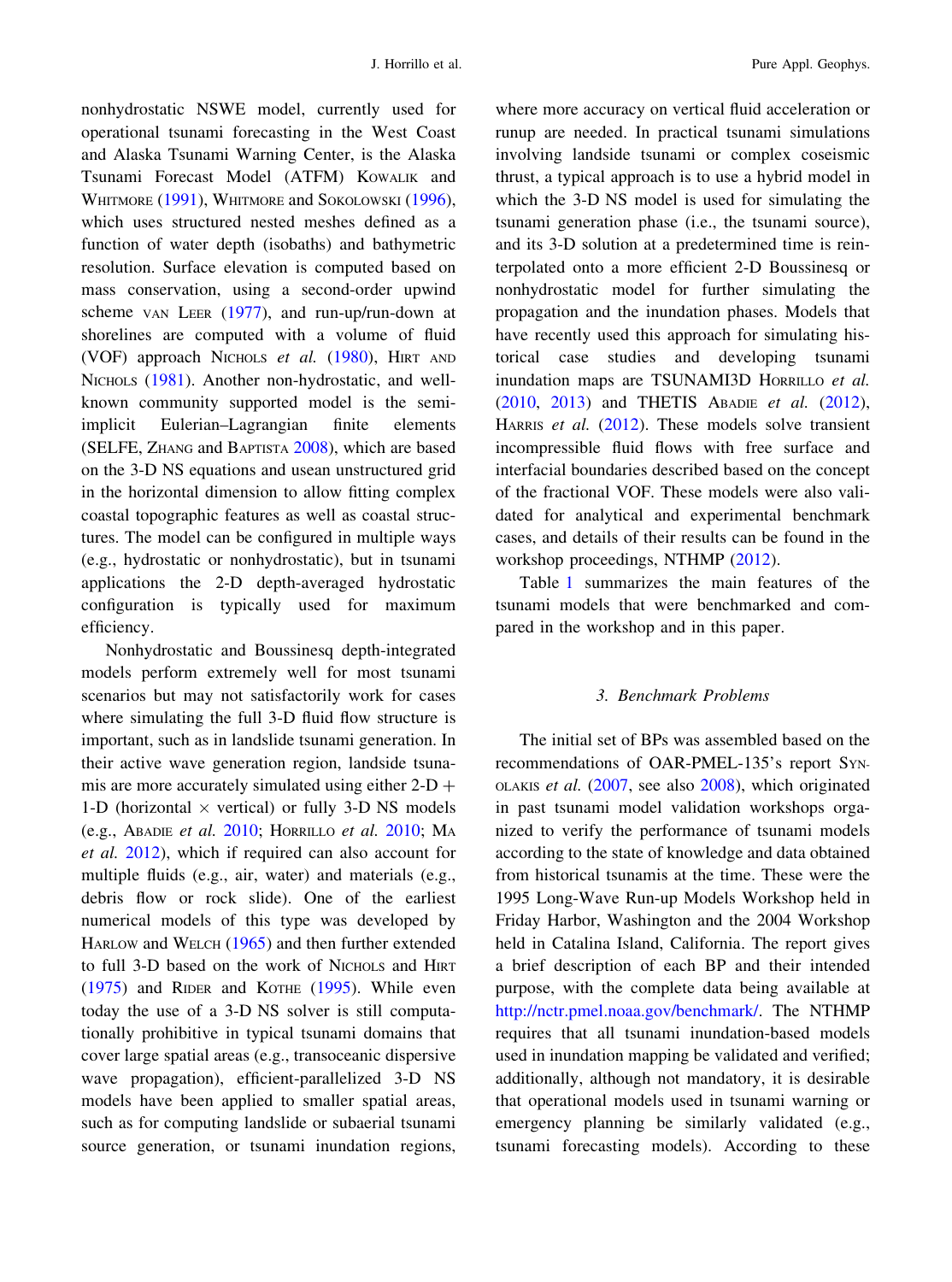nonhydrostatic NSWE model, currently used for operational tsunami forecasting in the West Coast and Alaska Tsunami Warning Center, is the Alaska Tsunami Forecast Model (ATFM) Kowalik and Whitmore (1991), Whitmore and Sokolowski (1996), which uses structured nested meshes defined as a function of water depth (isobaths) and bathymetric resolution. Surface elevation is computed based on mass conservation, using a second-order upwind scheme van Leer (1977), and run-up/run-down at shorelines are computed with a volume of fluid (VOF) approach Nichols *et al.* (1980), Hirt and Nichols (1981). Another non-hydrostatic, and well-known community supported model is the semi-implicit Eulerian–Lagrangian finite elements (SELFE, Zhang and Baptista 2008), which are based on the 3-D NS equations and usean unstructured grid in the horizontal dimension to allow fitting complex coastal topographic features as well as coastal structures. The model can be configured in multiple ways (e.g., hydrostatic or nonhydrostatic), but in tsunami applications the 2-D depth-averaged hydrostatic configuration is typically used for maximum efficiency.

Nonhydrostatic and Boussinesq depth-integrated models perform extremely well for most tsunami scenarios but may not satisfactorily work for cases where simulating the full 3-D fluid flow structure is important, such as in landslide tsunami generation. In their active wave generation region, landside tsunamis are more accurately simulated using either 2-D + 1-D (horizontal × vertical) or fully 3-D NS models (e.g., Abadie *et al.* 2010; Horrillo *et al.* 2010; Ma *et al.* 2012), which if required can also account for multiple fluids (e.g., air, water) and materials (e.g., debris flow or rock slide). One of the earliest numerical models of this type was developed by Harlow and Welch (1965) and then further extended to full 3-D based on the work of Nichols and Hirt (1975) and Rider and Kothe (1995). While even today the use of a 3-D NS solver is still computationally prohibitive in typical tsunami domains that cover large spatial areas (e.g., transoceanic dispersive wave propagation), efficient-parallelized 3-D NS models have been applied to smaller spatial areas, such as for computing landslide or subaerial tsunami source generation, or tsunami inundation regions, where more accuracy on vertical fluid acceleration or runup are needed. In practical tsunami simulations involving landside tsunami or complex coseismic thrust, a typical approach is to use a hybrid model in which the 3-D NS model is used for simulating the tsunami generation phase (i.e., the tsunami source), and its 3-D solution at a predetermined time is reinterpolated onto a more efficient 2-D Boussinesq or nonhydrostatic model for further simulating the propagation and the inundation phases. Models that have recently used this approach for simulating historical case studies and developing tsunami inundation maps are TSUNAMI3D Horrillo *et al.* (2010, 2013) and THETIS Abadie *et al.* (2012), Harris *et al.* (2012). These models solve transient incompressible fluid flows with free surface and interfacial boundaries described based on the concept of the fractional VOF. These models were also validated for analytical and experimental benchmark cases, and details of their results can be found in the workshop proceedings, NTHMP (2012).

Table 1 summarizes the main features of the tsunami models that were benchmarked and compared in the workshop and in this paper.

### 3. Benchmark Problems

The initial set of BPs was assembled based on the recommendations of OAR-PMEL-135's report Synolakis *et al.* (2007, see also 2008), which originated in past tsunami model validation workshops organized to verify the performance of tsunami models according to the state of knowledge and data obtained from historical tsunamis at the time. These were the 1995 Long-Wave Run-up Models Workshop held in Friday Harbor, Washington and the 2004 Workshop held in Catalina Island, California. The report gives a brief description of each BP and their intended purpose, with the complete data being available at http://nctr.pmel.noaa.gov/benchmark/. The NTHMP requires that all tsunami inundation-based models used in inundation mapping be validated and verified; additionally, although not mandatory, it is desirable that operational models used in tsunami warning or emergency planning be similarly validated (e.g., tsunami forecasting models). According to these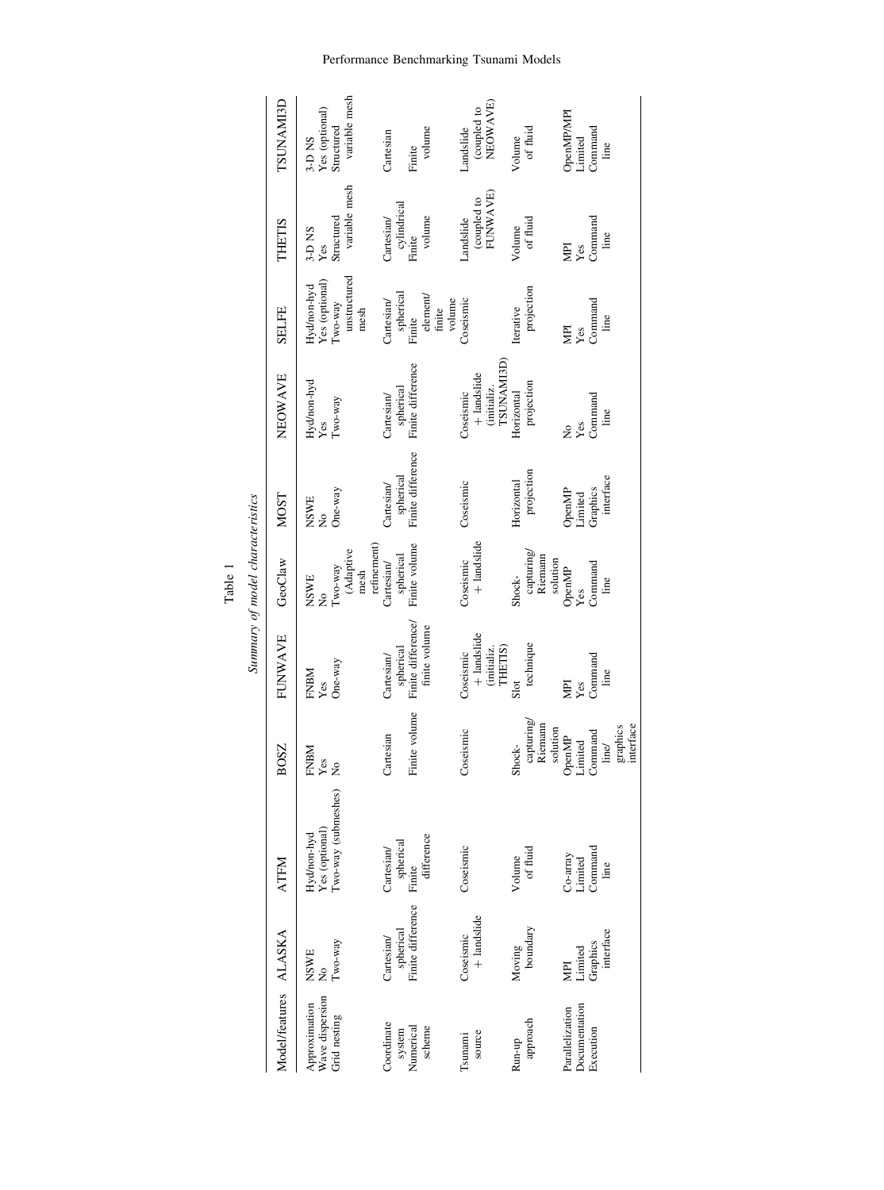Table 1

*Summary of model characteristics*

| Model/features | ALASKA | ATFM | BOSZ | FUNWAVE | GeoClaw | MOST | NEOWAVE | SELFE | THETIS | TSUNAMI3D |
|---|---|---|---|---|---|---|---|---|---|---|
| Approximation | NSWE | Hyd/non-hyd | FNBM | FNBM | NSWE | NSWE | Hyd/non-hyd | Hyd/non-hyd | 3-D NS | 3-D NS |
| Wave dispersion | No | Yes (optional) | Yes | Yes | No | No | Yes | Yes (optional) | Yes | Yes (optional) |
| Grid nesting | Two-way | Two-way (submeshes) | No | One-way | Two-way (Adaptive mesh refinement) | One-way | Two-way | Two-way unstructured mesh | Structured variable mesh | Structured variable mesh |
| Coordinate system | Cartesian/ spherical | Cartesian/ spherical | Cartesian | Cartesian/ spherical | Cartesian/ spherical | Cartesian/ spherical | Cartesian/ spherical | Cartesian/ spherical | Cartesian/ cylindrical | Cartesian |
| Numerical scheme | Finite difference | Finite difference | Finite volume | Finite difference/ finite volume | Finite volume | Finite difference | Finite difference | Finite element/ finite volume | Finite volume | Finite volume |
| Tsunami source | Coseismic + landslide | Coseismic | Coseismic | Coseismic + landslide (initializ. THETIS) | Coseismic + landslide | Coseismic | Coseismic + landslide (initializ. TSUNAMI3D) | Coseismic | Landslide (coupled to FUNWAVE) | Landslide (coupled to NEOWAVE) |
| Run-up approach | Moving boundary | Volume of fluid | Shock-capturing/ Riemann solution | Slot technique | Shock-capturing/ Riemann solution | Horizontal projection | Horizontal projection | Iterative projection | Volume of fluid | Volume of fluid |
| Parallelization | MPI | Co-array | OpenMP | MPI | OpenMP | OpenMP | No | MPI | MPI | OpenMP/MPI |
| Documentation | Limited | Limited | Limited | Yes | Yes | Limited | Yes | Yes | Yes | Limited |
| Execution | Graphics interface | Command line | Command line/ graphics interface | Command line | Command line | Graphics interface | Command line | Command line | Command line | Command line |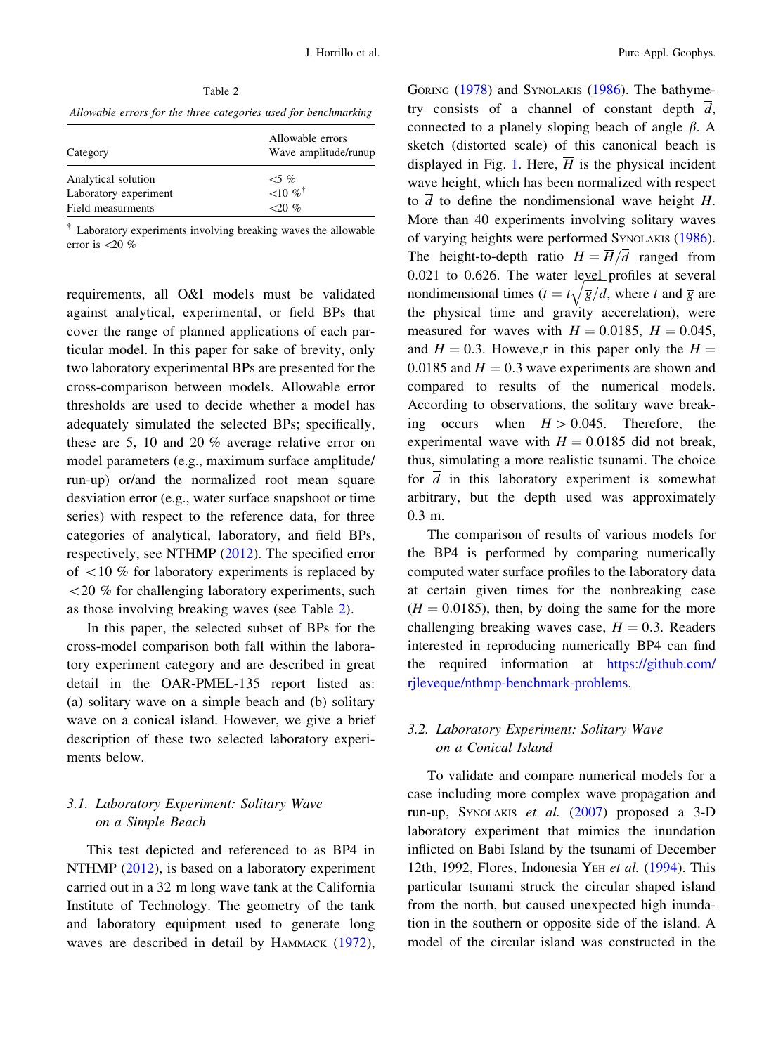Table 2

*Allowable errors for the three categories used for benchmarking*

| Category | Allowable errors Wave amplitude/runup |
|---|---|
| Analytical solution | <5 % |
| Laboratory experiment | <10 %[†] |
| Field measurments | <20 % |

[†] Laboratory experiments involving breaking waves the allowable error is <20 %

requirements, all O&I models must be validated against analytical, experimental, or field BPs that cover the range of planned applications of each particular model. In this paper for sake of brevity, only two laboratory experimental BPs are presented for the cross-comparison between models. Allowable error thresholds are used to decide whether a model has adequately simulated the selected BPs; specifically, these are 5, 10 and 20 % average relative error on model parameters (e.g., maximum surface amplitude/run-up) or/and the normalized root mean square desviation error (e.g., water surface snapshoot or time series) with respect to the reference data, for three categories of analytical, laboratory, and field BPs, respectively, see NTHMP (2012). The specified error of $<10$ % for laboratory experiments is replaced by $<20$ % for challenging laboratory experiments, such as those involving breaking waves (see Table 2).

In this paper, the selected subset of BPs for the cross-model comparison both fall within the laboratory experiment category and are described in great detail in the OAR-PMEL-135 report listed as: (a) solitary wave on a simple beach and (b) solitary wave on a conical island. However, we give a brief description of these two selected laboratory experiments below.

### 3.1. Laboratory Experiment: Solitary Wave on a Simple Beach

This test depicted and referenced to as BP4 in NTHMP (2012), is based on a laboratory experiment carried out in a 32 m long wave tank at the California Institute of Technology. The geometry of the tank and laboratory equipment used to generate long waves are described in detail by Hammack (1972), Goring (1978) and Synolakis (1986). The bathymetry consists of a channel of constant depth $\overline{d}$, connected to a planely sloping beach of angle $\beta$. A sketch (distorted scale) of this canonical beach is displayed in Fig. 1. Here, $\overline{H}$ is the physical incident wave height, which has been normalized with respect to $\overline{d}$ to define the nondimensional wave height $H$. More than 40 experiments involving solitary waves of varying heights were performed Synolakis (1986). The height-to-depth ratio $H = \overline{H}/\overline{d}$ ranged from 0.021 to 0.626. The water level profiles at several nondimensional times ($t = \overline{t}\sqrt{\overline{g}/\overline{d}}$, where $\overline{t}$ and $\overline{g}$ are the physical time and gravity acceleration), were measured for waves with $H = 0.0185$, $H = 0.045$, and $H = 0.3$. Howeve,r in this paper only the $H = 0.0185$ and $H = 0.3$ wave experiments are shown and compared to results of the numerical models. According to observations, the solitary wave breaking occurs when $H > 0.045$. Therefore, the experimental wave with $H = 0.0185$ did not break, thus, simulating a more realistic tsunami. The choice for $\overline{d}$ in this laboratory experiment is somewhat arbitrary, but the depth used was approximately 0.3 m.

The comparison of results of various models for the BP4 is performed by comparing numerically computed water surface profiles to the laboratory data at certain given times for the nonbreaking case ($H = 0.0185$), then, by doing the same for the more challenging breaking waves case, $H = 0.3$. Readers interested in reproducing numerically BP4 can find the required information at https://github.com/rjleveque/nthmp-benchmark-problems.

### 3.2. Laboratory Experiment: Solitary Wave on a Conical Island

To validate and compare numerical models for a case including more complex wave propagation and run-up, Synolakis *et al.* (2007) proposed a 3-D laboratory experiment that mimics the inundation inflicted on Babi Island by the tsunami of December 12th, 1992, Flores, Indonesia Yeh *et al.* (1994). This particular tsunami struck the circular shaped island from the north, but caused unexpected high inundation in the southern or opposite side of the island. A model of the circular island was constructed in the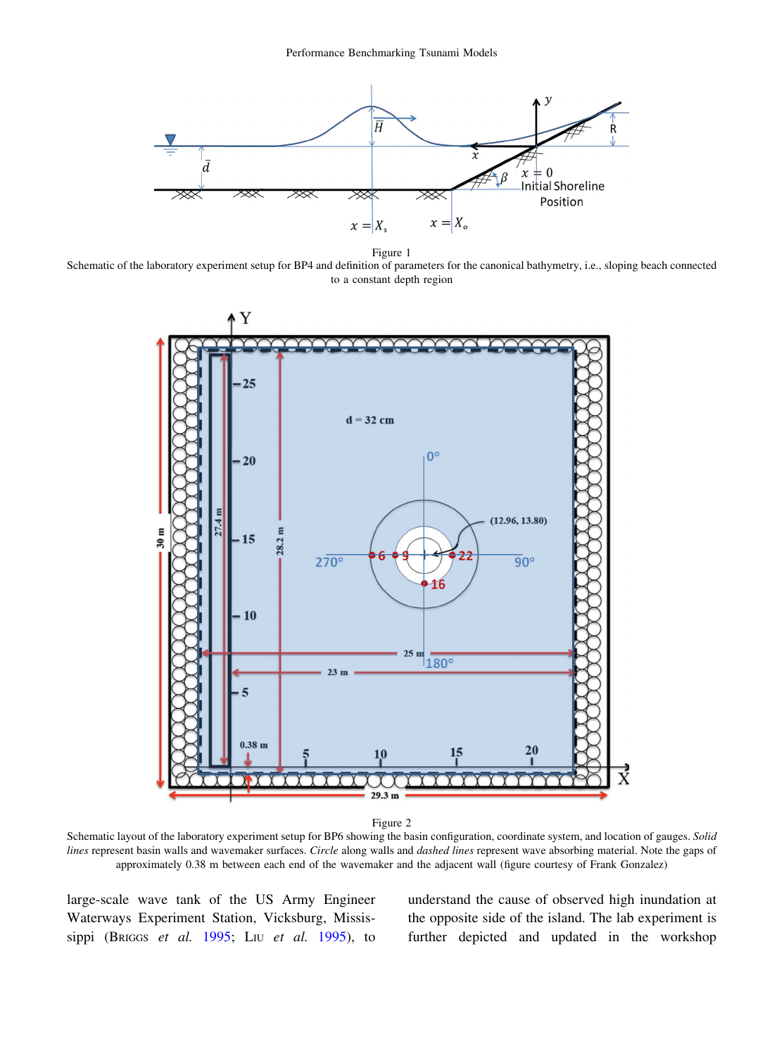Figure 1
Schematic of the laboratory experiment setup for BP4 and definition of parameters for the canonical bathymetry, i.e., sloping beach connected to a constant depth region

Figure 2
Schematic layout of the laboratory experiment setup for BP6 showing the basin configuration, coordinate system, and location of gauges. *Solid lines* represent basin walls and wavemaker surfaces. *Circle* along walls and *dashed lines* represent wave absorbing material. Note the gaps of approximately 0.38 m between each end of the wavemaker and the adjacent wall (figure courtesy of Frank Gonzalez)

large-scale wave tank of the US Army Engineer Waterways Experiment Station, Vicksburg, Mississippi (Briggs *et al.* 1995; Liu *et al.* 1995), to understand the cause of observed high inundation at the opposite side of the island. The lab experiment is further depicted and updated in the workshop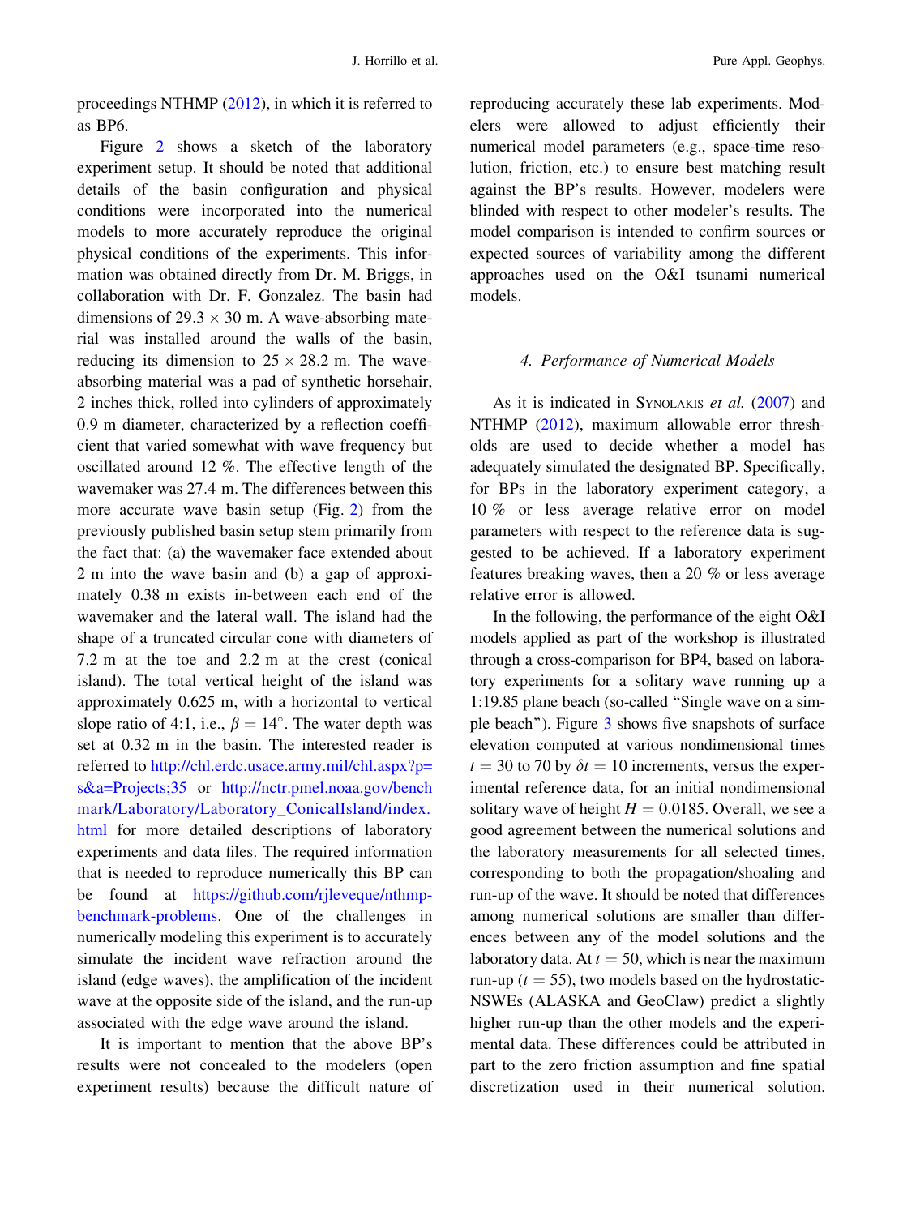proceedings NTHMP (2012), in which it is referred to as BP6.

Figure 2 shows a sketch of the laboratory experiment setup. It should be noted that additional details of the basin configuration and physical conditions were incorporated into the numerical models to more accurately reproduce the original physical conditions of the experiments. This information was obtained directly from Dr. M. Briggs, in collaboration with Dr. F. Gonzalez. The basin had dimensions of $29.3 \times 30$ m. A wave-absorbing material was installed around the walls of the basin, reducing its dimension to $25 \times 28.2$ m. The wave-absorbing material was a pad of synthetic horsehair, 2 inches thick, rolled into cylinders of approximately 0.9 m diameter, characterized by a reflection coefficient that varied somewhat with wave frequency but oscillated around 12 %. The effective length of the wavemaker was 27.4 m. The differences between this more accurate wave basin setup (Fig. 2) from the previously published basin setup stem primarily from the fact that: (a) the wavemaker face extended about 2 m into the wave basin and (b) a gap of approximately 0.38 m exists in-between each end of the wavemaker and the lateral wall. The island had the shape of a truncated circular cone with diameters of 7.2 m at the toe and 2.2 m at the crest (conical island). The total vertical height of the island was approximately 0.625 m, with a horizontal to vertical slope ratio of 4:1, i.e., $\beta = 14^{\circ}$. The water depth was set at 0.32 m in the basin. The interested reader is referred to http://chl.erdc.usace.army.mil/chl.aspx?p=s&a=Projects;35 or http://nctr.pmel.noaa.gov/benchmark/Laboratory/Laboratory_ConicalIsland/index.html for more detailed descriptions of laboratory experiments and data files. The required information that is needed to reproduce numerically this BP can be found at https://github.com/rjleveque/nthmp-benchmark-problems. One of the challenges in numerically modeling this experiment is to accurately simulate the incident wave refraction around the island (edge waves), the amplification of the incident wave at the opposite side of the island, and the run-up associated with the edge wave around the island.

It is important to mention that the above BP's results were not concealed to the modelers (open experiment results) because the difficult nature of reproducing accurately these lab experiments. Modelers were allowed to adjust efficiently their numerical model parameters (e.g., space-time resolution, friction, etc.) to ensure best matching result against the BP's results. However, modelers were blinded with respect to other modeler's results. The model comparison is intended to confirm sources or expected sources of variability among the different approaches used on the O&I tsunami numerical models.

### 4. Performance of Numerical Models

As it is indicated in Synolakis *et al.* (2007) and NTHMP (2012), maximum allowable error thresholds are used to decide whether a model has adequately simulated the designated BP. Specifically, for BPs in the laboratory experiment category, a 10 % or less average relative error on model parameters with respect to the reference data is suggested to be achieved. If a laboratory experiment features breaking waves, then a 20 % or less average relative error is allowed.

In the following, the performance of the eight O&I models applied as part of the workshop is illustrated through a cross-comparison for BP4, based on laboratory experiments for a solitary wave running up a 1:19.85 plane beach (so-called "Single wave on a simple beach"). Figure 3 shows five snapshots of surface elevation computed at various nondimensional times $t = 30$ to 70 by $\delta t = 10$ increments, versus the experimental reference data, for an initial nondimensional solitary wave of height $H = 0.0185$. Overall, we see a good agreement between the numerical solutions and the laboratory measurements for all selected times, corresponding to both the propagation/shoaling and run-up of the wave. It should be noted that differences among numerical solutions are smaller than differences between any of the model solutions and the laboratory data. At $t = 50$, which is near the maximum run-up ($t = 55$), two models based on the hydrostatic-NSWEs (ALASKA and GeoClaw) predict a slightly higher run-up than the other models and the experimental data. These differences could be attributed in part to the zero friction assumption and fine spatial discretization used in their numerical solution.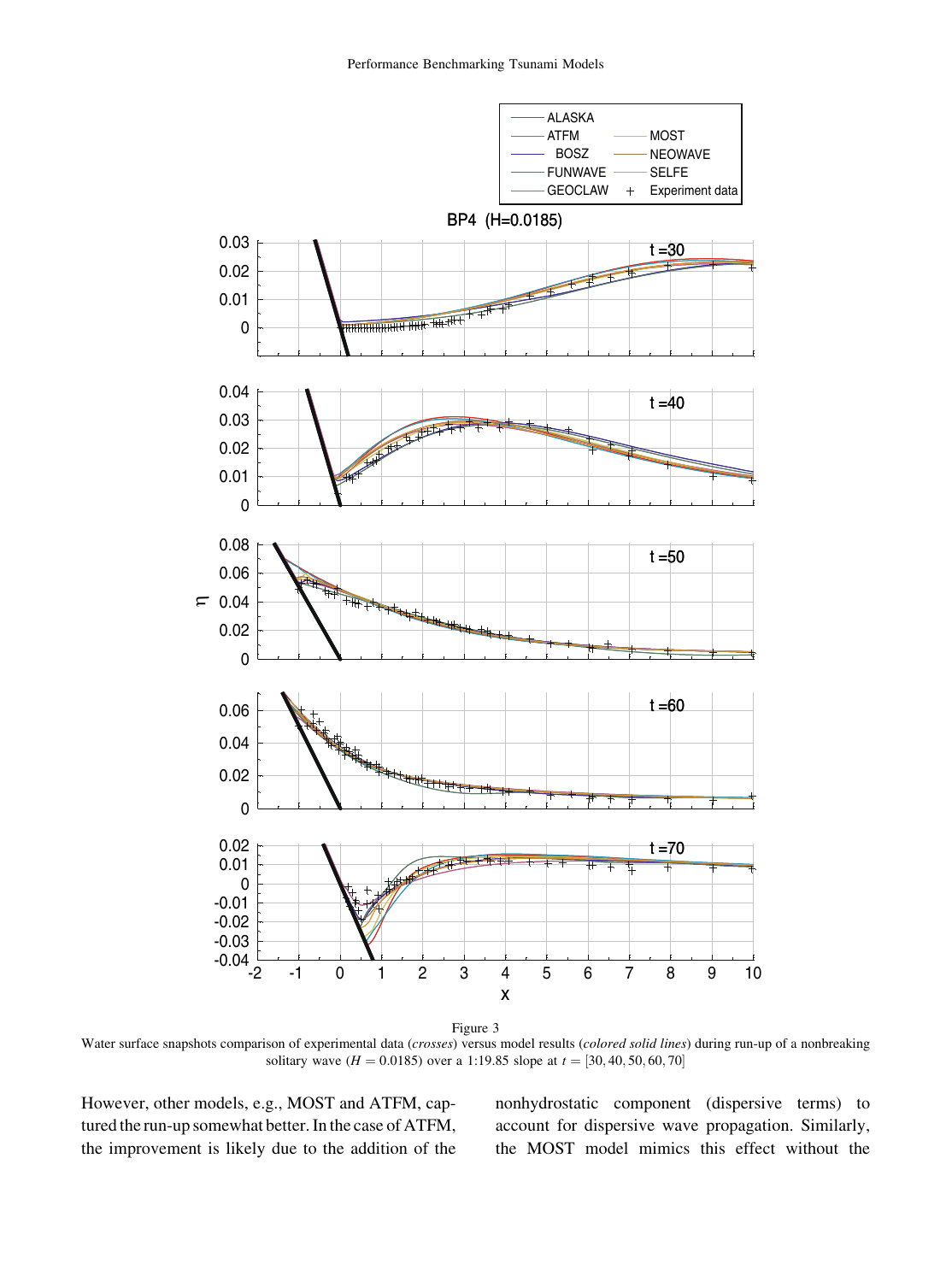ALASKA
ATFM
BOSZ
FUNWAVE
GEOCLAW
MOST
NEOWAVE
SELFE
+ Experiment data

BP4 (H=0.0185)

t =30

t =40

t =50

t =60

t =70

η

x

Figure 3

Water surface snapshots comparison of experimental data (*crosses*) versus model results (*colored solid lines*) during run-up of a nonbreaking solitary wave ($H = 0.0185$) over a 1:19.85 slope at $t = [30, 40, 50, 60, 70]$

However, other models, e.g., MOST and ATFM, captured the run-up somewhat better. In the case of ATFM, the improvement is likely due to the addition of the nonhydrostatic component (dispersive terms) to account for dispersive wave propagation. Similarly, the MOST model mimics this effect without the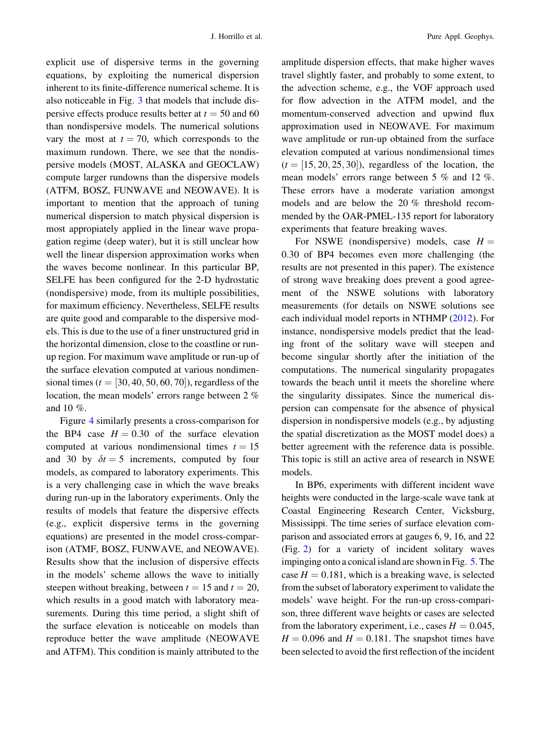explicit use of dispersive terms in the governing equations, by exploiting the numerical dispersion inherent to its finite-difference numerical scheme. It is also noticeable in Fig. 3 that models that include dispersive effects produce results better at $t = 50$ and 60 than nondispersive models. The numerical solutions vary the most at $t = 70$, which corresponds to the maximum rundown. There, we see that the nondispersive models (MOST, ALASKA and GEOCLAW) compute larger rundowns than the dispersive models (ATFM, BOSZ, FUNWAVE and NEOWAVE). It is important to mention that the approach of tuning numerical dispersion to match physical dispersion is most appropiately applied in the linear wave propagation regime (deep water), but it is still unclear how well the linear dispersion approximation works when the waves become nonlinear. In this particular BP, SELFE has been configured for the 2-D hydrostatic (nondispersive) mode, from its multiple possibilities, for maximum efficiency. Nevertheless, SELFE results are quite good and comparable to the dispersive models. This is due to the use of a finer unstructured grid in the horizontal dimension, close to the coastline or run-up region. For maximum wave amplitude or run-up of the surface elevation computed at various nondimensional times ($t = [30, 40, 50, 60, 70]$), regardless of the location, the mean models' errors range between 2 % and 10 %.

Figure 4 similarly presents a cross-comparison for the BP4 case $H = 0.30$ of the surface elevation computed at various nondimensional times $t = 15$ and 30 by $\delta t = 5$ increments, computed by four models, as compared to laboratory experiments. This is a very challenging case in which the wave breaks during run-up in the laboratory experiments. Only the results of models that feature the dispersive effects (e.g., explicit dispersive terms in the governing equations) are presented in the model cross-comparison (ATMF, BOSZ, FUNWAVE, and NEOWAVE). Results show that the inclusion of dispersive effects in the models' scheme allows the wave to initially steepen without breaking, between $t = 15$ and $t = 20$, which results in a good match with laboratory measurements. During this time period, a slight shift of the surface elevation is noticeable on models than reproduce better the wave amplitude (NEOWAVE and ATFM). This condition is mainly attributed to the amplitude dispersion effects, that make higher waves travel slightly faster, and probably to some extent, to the advection scheme, e.g., the VOF approach used for flow advection in the ATFM model, and the momentum-conserved advection and upwind flux approximation used in NEOWAVE. For maximum wave amplitude or run-up obtained from the surface elevation computed at various nondimensional times ($t = [15, 20, 25, 30]$), regardless of the location, the mean models' errors range between 5 % and 12 %. These errors have a moderate variation amongst models and are below the 20 % threshold recommended by the OAR-PMEL-135 report for laboratory experiments that feature breaking waves.

For NSWE (nondispersive) models, case $H = 0.30$ of BP4 becomes even more challenging (the results are not presented in this paper). The existence of strong wave breaking does prevent a good agreement of the NSWE solutions with laboratory measurements (for details on NSWE solutions see each individual model reports in NTHMP (2012). For instance, nondispersive models predict that the leading front of the solitary wave will steepen and become singular shortly after the initiation of the computations. The numerical singularity propagates towards the beach until it meets the shoreline where the singularity dissipates. Since the numerical dispersion can compensate for the absence of physical dispersion in nondispersive models (e.g., by adjusting the spatial discretization as the MOST model does) a better agreement with the reference data is possible. This topic is still an active area of research in NSWE models.

In BP6, experiments with different incident wave heights were conducted in the large-scale wave tank at Coastal Engineering Research Center, Vicksburg, Mississippi. The time series of surface elevation comparison and associated errors at gauges 6, 9, 16, and 22 (Fig. 2) for a variety of incident solitary waves impinging onto a conical island are shown in Fig. 5. The case $H = 0.181$, which is a breaking wave, is selected from the subset of laboratory experiment to validate the models' wave height. For the run-up cross-comparison, three different wave heights or cases are selected from the laboratory experiment, i.e., cases $H = 0.045$, $H = 0.096$ and $H = 0.181$. The snapshot times have been selected to avoid the first reflection of the incident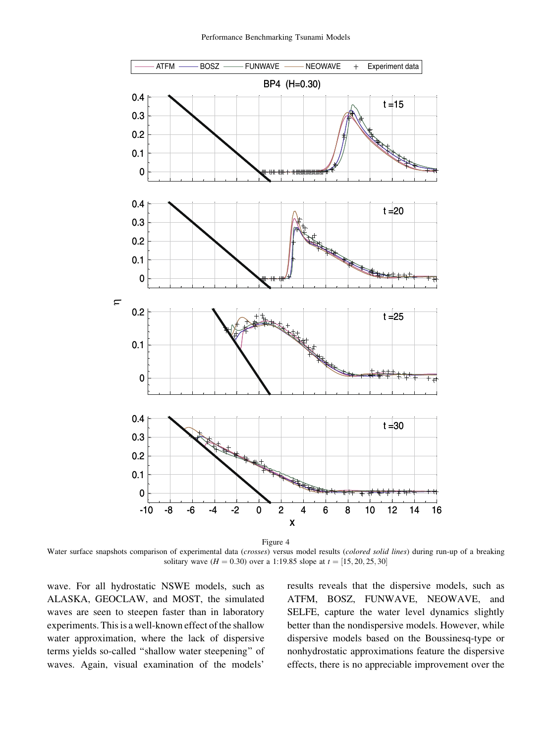Figure 4

Water surface snapshots comparison of experimental data (*crosses*) versus model results (*colored solid lines*) during run-up of a breaking solitary wave ($H = 0.30$) over a 1:19.85 slope at $t = [15, 20, 25, 30]$

wave. For all hydrostatic NSWE models, such as ALASKA, GEOCLAW, and MOST, the simulated waves are seen to steepen faster than in laboratory experiments. This is a well-known effect of the shallow water approximation, where the lack of dispersive terms yields so-called "shallow water steepening" of waves. Again, visual examination of the models' results reveals that the dispersive models, such as ATFM, BOSZ, FUNWAVE, NEOWAVE, and SELFE, capture the water level dynamics slightly better than the nondispersive models. However, while dispersive models based on the Boussinesq-type or nonhydrostatic approximations feature the dispersive effects, there is no appreciable improvement over the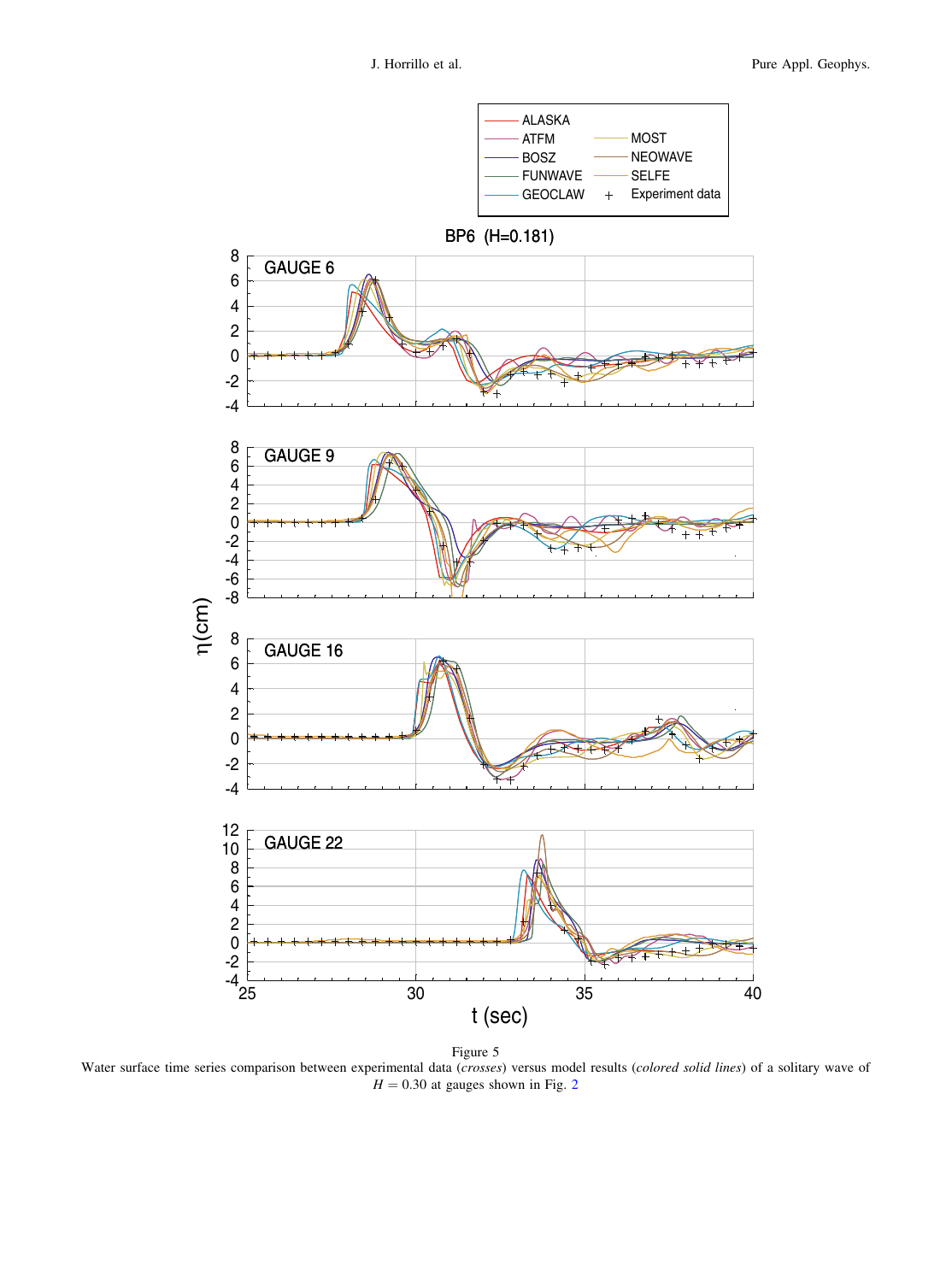ALASKA
ATFM
BOSZ
FUNWAVE
GEOCLAW
MOST
NEOWAVE
SELFE
Experiment data

BP6 (H=0.181)

GAUGE 6

GAUGE 9

GAUGE 16

GAUGE 22

η(cm)

t (sec)

25
30
35
40

Figure 5
Water surface time series comparison between experimental data (*crosses*) versus model results (*colored solid lines*) of a solitary wave of $H = 0.30$ at gauges shown in Fig. 2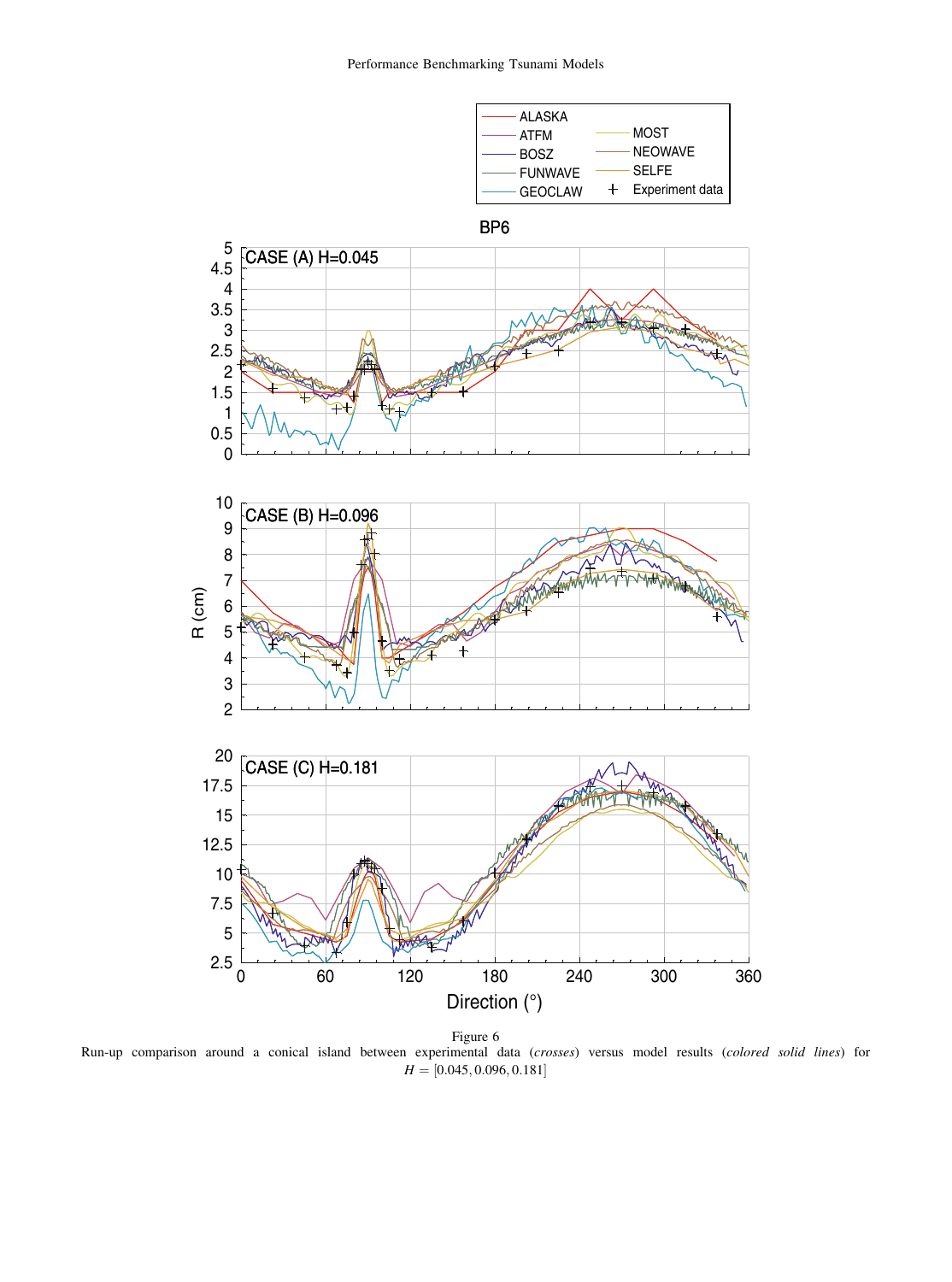ALASKA
ATFM
BOSZ
FUNWAVE
GEOCLAW
MOST
NEOWAVE
SELFE
Experiment data

BP6

CASE (A) H=0.045

0
0.5
1
1.5
2
2.5
3
3.5
4
4.5
5

CASE (B) H=0.096

2
3
4
5
6
7
8
9
10

R (cm)

CASE (C) H=0.181

2.5
5
7.5
10
12.5
15
17.5
20

0
60
120
180
240
300
360

Direction (°)

Figure 6

Run-up comparison around a conical island between experimental data (*crosses*) versus model results (*colored solid lines*) for $H = [0.045, 0.096, 0.181]$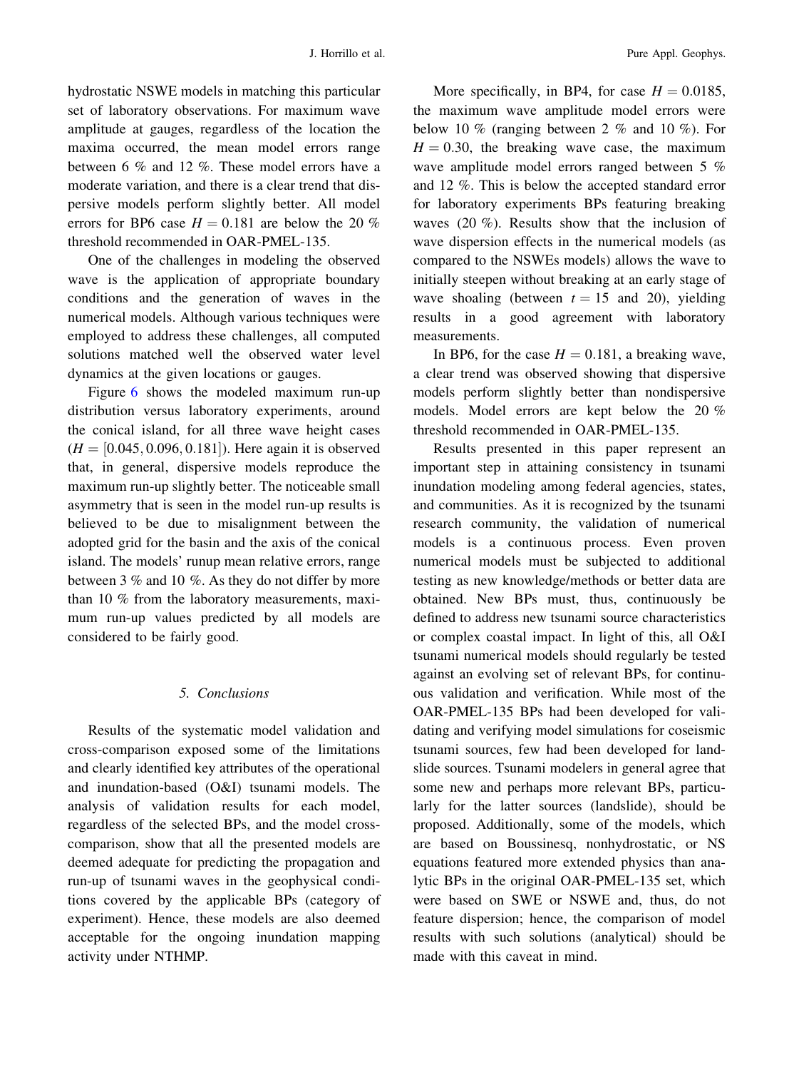hydrostatic NSWE models in matching this particular set of laboratory observations. For maximum wave amplitude at gauges, regardless of the location the maxima occurred, the mean model errors range between 6 % and 12 %. These model errors have a moderate variation, and there is a clear trend that dispersive models perform slightly better. All model errors for BP6 case $H = 0.181$ are below the 20 % threshold recommended in OAR-PMEL-135.

One of the challenges in modeling the observed wave is the application of appropriate boundary conditions and the generation of waves in the numerical models. Although various techniques were employed to address these challenges, all computed solutions matched well the observed water level dynamics at the given locations or gauges.

Figure 6 shows the modeled maximum run-up distribution versus laboratory experiments, around the conical island, for all three wave height cases ($H = [0.045, 0.096, 0.181]$). Here again it is observed that, in general, dispersive models reproduce the maximum run-up slightly better. The noticeable small asymmetry that is seen in the model run-up results is believed to be due to misalignment between the adopted grid for the basin and the axis of the conical island. The models' runup mean relative errors, range between 3 % and 10 %. As they do not differ by more than 10 % from the laboratory measurements, maximum run-up values predicted by all models are considered to be fairly good.

## 5. Conclusions

Results of the systematic model validation and cross-comparison exposed some of the limitations and clearly identified key attributes of the operational and inundation-based (O&I) tsunami models. The analysis of validation results for each model, regardless of the selected BPs, and the model cross-comparison, show that all the presented models are deemed adequate for predicting the propagation and run-up of tsunami waves in the geophysical conditions covered by the applicable BPs (category of experiment). Hence, these models are also deemed acceptable for the ongoing inundation mapping activity under NTHMP.

More specifically, in BP4, for case $H = 0.0185$, the maximum wave amplitude model errors were below 10 % (ranging between 2 % and 10 %). For $H = 0.30$, the breaking wave case, the maximum wave amplitude model errors ranged between 5 % and 12 %. This is below the accepted standard error for laboratory experiments BPs featuring breaking waves (20 %). Results show that the inclusion of wave dispersion effects in the numerical models (as compared to the NSWEs models) allows the wave to initially steepen without breaking at an early stage of wave shoaling (between $t = 15$ and 20), yielding results in a good agreement with laboratory measurements.

In BP6, for the case $H = 0.181$, a breaking wave, a clear trend was observed showing that dispersive models perform slightly better than nondispersive models. Model errors are kept below the 20 % threshold recommended in OAR-PMEL-135.

Results presented in this paper represent an important step in attaining consistency in tsunami inundation modeling among federal agencies, states, and communities. As it is recognized by the tsunami research community, the validation of numerical models is a continuous process. Even proven numerical models must be subjected to additional testing as new knowledge/methods or better data are obtained. New BPs must, thus, continuously be defined to address new tsunami source characteristics or complex coastal impact. In light of this, all O&I tsunami numerical models should regularly be tested against an evolving set of relevant BPs, for continuous validation and verification. While most of the OAR-PMEL-135 BPs had been developed for validating and verifying model simulations for coseismic tsunami sources, few had been developed for landslide sources. Tsunami modelers in general agree that some new and perhaps more relevant BPs, particularly for the latter sources (landslide), should be proposed. Additionally, some of the models, which are based on Boussinesq, nonhydrostatic, or NS equations featured more extended physics than analytic BPs in the original OAR-PMEL-135 set, which were based on SWE or NSWE and, thus, do not feature dispersion; hence, the comparison of model results with such solutions (analytical) should be made with this caveat in mind.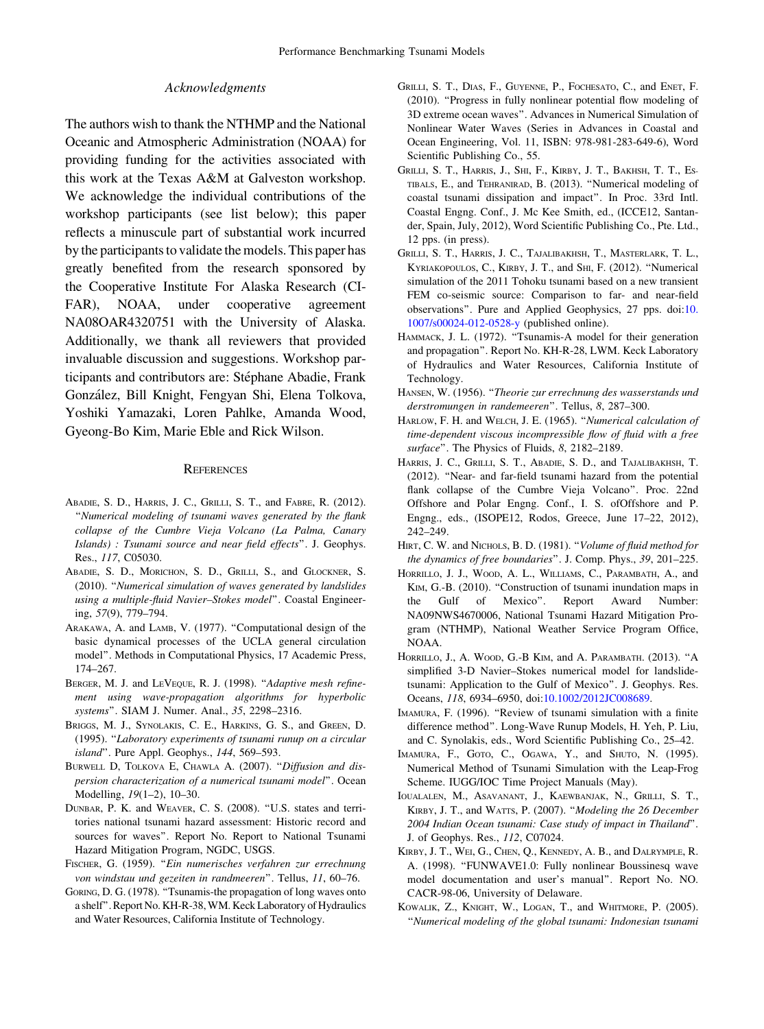### Acknowledgments

The authors wish to thank the NTHMP and the National Oceanic and Atmospheric Administration (NOAA) for providing funding for the activities associated with this work at the Texas A&M at Galveston workshop. We acknowledge the individual contributions of the workshop participants (see list below); this paper reflects a minuscule part of substantial work incurred by the participants to validate the models. This paper has greatly benefited from the research sponsored by the Cooperative Institute For Alaska Research (CIFAR), NOAA, under cooperative agreement NA08OAR4320751 with the University of Alaska. Additionally, we thank all reviewers that provided invaluable discussion and suggestions. Workshop participants and contributors are: Stéphane Abadie, Frank González, Bill Knight, Fengyan Shi, Elena Tolkova, Yoshiki Yamazaki, Loren Pahlke, Amanda Wood, Gyeong-Bo Kim, Marie Eble and Rick Wilson.

## References

Abadie, S. D., Harris, J. C., Grilli, S. T., and Fabre, R. (2012). "*Numerical modeling of tsunami waves generated by the flank collapse of the Cumbre Vieja Volcano (La Palma, Canary Islands) : Tsunami source and near field effects*". J. Geophys. Res., *117*, C05030.

Abadie, S. D., Morichon, S. D., Grilli, S., and Glockner, S. (2010). "*Numerical simulation of waves generated by landslides using a multiple-fluid Navier–Stokes model*". Coastal Engineering, *57*(9), 779–794.

Arakawa, A. and Lamb, V. (1977). "Computational design of the basic dynamical processes of the UCLA general circulation model". Methods in Computational Physics, 17 Academic Press, 174–267.

Berger, M. J. and LeVeque, R. J. (1998). "*Adaptive mesh refinement using wave-propagation algorithms for hyperbolic systems*". SIAM J. Numer. Anal., *35*, 2298–2316.

Briggs, M. J., Synolakis, C. E., Harkins, G. S., and Green, D. (1995). "*Laboratory experiments of tsunami runup on a circular island*". Pure Appl. Geophys., *144*, 569–593.

Burwell D, Tolkova E, Chawla A. (2007). "*Diffusion and dispersion characterization of a numerical tsunami model*". Ocean Modelling, *19*(1–2), 10–30.

Dunbar, P. K. and Weaver, C. S. (2008). "U.S. states and territories national tsunami hazard assessment: Historic record and sources for waves". Report No. Report to National Tsunami Hazard Mitigation Program, NGDC, USGS.

Fischer, G. (1959). "*Ein numerisches verfahren zur errechnung von windstau und gezeiten in randmeeren*". Tellus, *11*, 60–76.

Goring, D. G. (1978). "Tsunamis-the propagation of long waves onto a shelf". Report No. KH-R-38, WM. Keck Laboratory of Hydraulics and Water Resources, California Institute of Technology.

Grilli, S. T., Dias, F., Guyenne, P., Fochesato, C., and Enet, F. (2010). "Progress in fully nonlinear potential flow modeling of 3D extreme ocean waves". Advances in Numerical Simulation of Nonlinear Water Waves (Series in Advances in Coastal and Ocean Engineering, Vol. 11, ISBN: 978-981-283-649-6), Word Scientific Publishing Co., 55.

Grilli, S. T., Harris, J., Shi, F., Kirby, J. T., Bakhsh, T. T., Estibals, E., and Tehranirad, B. (2013). "Numerical modeling of coastal tsunami dissipation and impact". In Proc. 33rd Intl. Coastal Engng. Conf., J. Mc Kee Smith, ed., (ICCE12, Santander, Spain, July, 2012), Word Scientific Publishing Co., Pte. Ltd., 12 pps. (in press).

Grilli, S. T., Harris, J. C., Tajalibakhsh, T., Masterlark, T. L., Kyriakopoulos, C., Kirby, J. T., and Shi, F. (2012). "Numerical simulation of the 2011 Tohoku tsunami based on a new transient FEM co-seismic source: Comparison to far- and near-field observations". Pure and Applied Geophysics, 27 pps. doi:10.1007/s00024-012-0528-y (published online).

Hammack, J. L. (1972). "Tsunamis-A model for their generation and propagation". Report No. KH-R-28, LWM. Keck Laboratory of Hydraulics and Water Resources, California Institute of Technology.

Hansen, W. (1956). "*Theorie zur errechnung des wasserstands und derstromungen in randemeeren*". Tellus, *8*, 287–300.

Harlow, F. H. and Welch, J. E. (1965). "*Numerical calculation of time-dependent viscous incompressible flow of fluid with a free surface*". The Physics of Fluids, *8*, 2182–2189.

Harris, J. C., Grilli, S. T., Abadie, S. D., and Tajalibakhsh, T. (2012). "Near- and far-field tsunami hazard from the potential flank collapse of the Cumbre Vieja Volcano". Proc. 22nd Offshore and Polar Engng. Conf., I. S. ofOffshore and P. Engng., eds., (ISOPE12, Rodos, Greece, June 17–22, 2012), 242–249.

Hirt, C. W. and Nichols, B. D. (1981). "*Volume of fluid method for the dynamics of free boundaries*". J. Comp. Phys., *39*, 201–225.

Horrillo, J. J., Wood, A. L., Williams, C., Parambath, A., and Kim, G.-B. (2010). "Construction of tsunami inundation maps in the Gulf of Mexico". Report Award Number: NA09NWS4670006, National Tsunami Hazard Mitigation Program (NTHMP), National Weather Service Program Office, NOAA.

Horrillo, J., A. Wood, G.-B Kim, and A. Parambath. (2013). "A simplified 3-D Navier–Stokes numerical model for landslide-tsunami: Application to the Gulf of Mexico". J. Geophys. Res. Oceans, *118*, 6934–6950, doi:10.1002/2012JC008689.

Imamura, F. (1996). "Review of tsunami simulation with a finite difference method". Long-Wave Runup Models, H. Yeh, P. Liu, and C. Synolakis, eds., Word Scientific Publishing Co., 25–42.

Imamura, F., Goto, C., Ogawa, Y., and Shuto, N. (1995). Numerical Method of Tsunami Simulation with the Leap-Frog Scheme. IUGG/IOC Time Project Manuals (May).

Ioualalen, M., Asavanant, J., Kaewbanjak, N., Grilli, S. T., Kirby, J. T., and Watts, P. (2007). "*Modeling the 26 December 2004 Indian Ocean tsunami: Case study of impact in Thailand*". J. of Geophys. Res., *112*, C07024.

Kirby, J. T., Wei, G., Chen, Q., Kennedy, A. B., and Dalrymple, R. A. (1998). "FUNWAVE1.0: Fully nonlinear Boussinesq wave model documentation and user's manual". Report No. NO. CACR-98-06, University of Delaware.

Kowalik, Z., Knight, W., Logan, T., and Whitmore, P. (2005). "*Numerical modeling of the global tsunami: Indonesian tsunami*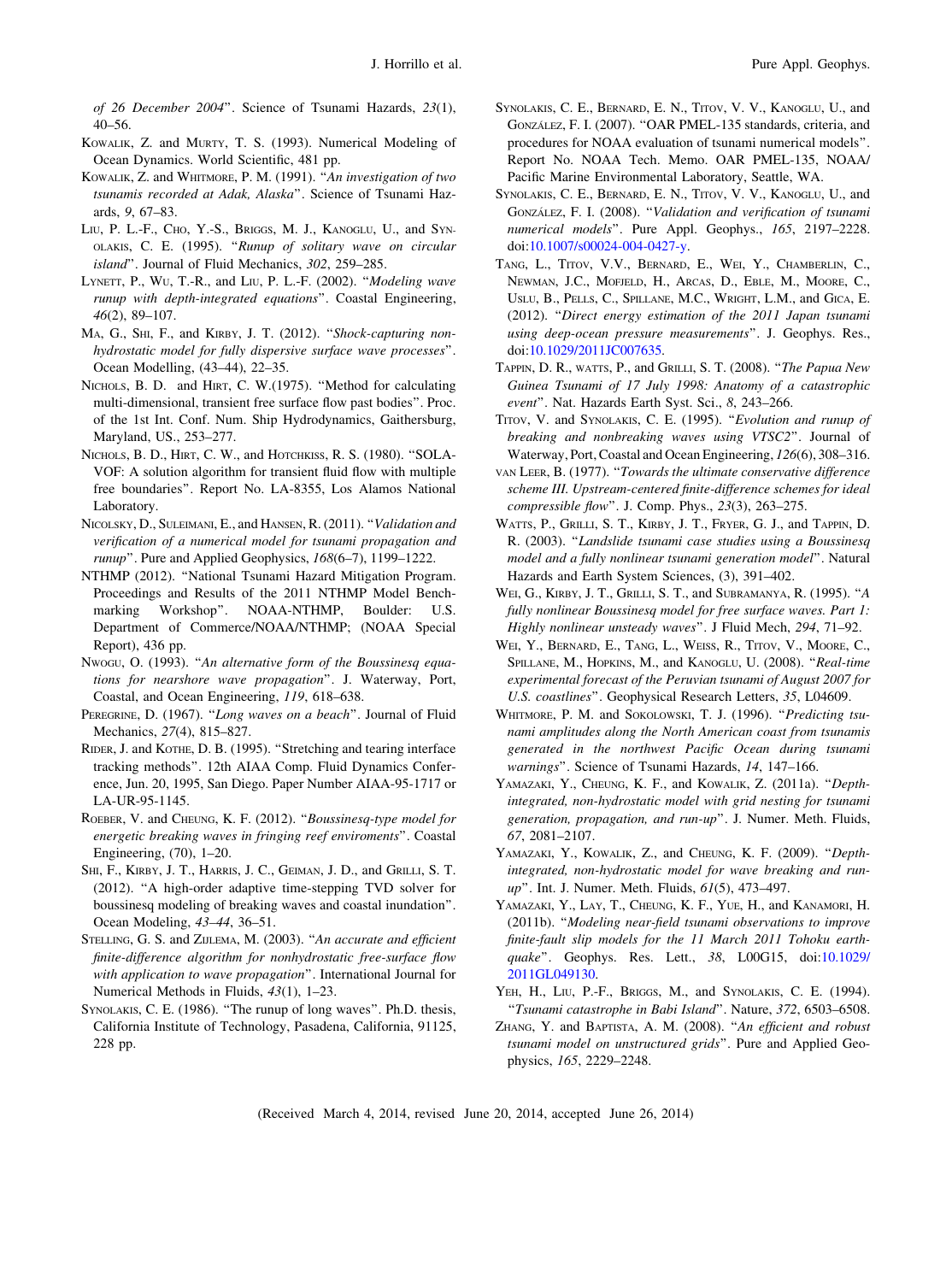of 26 December 2004". Science of Tsunami Hazards, 23(1), 40–56.

Kowalik, Z. and Murty, T. S. (1993). Numerical Modeling of Ocean Dynamics. World Scientific, 481 pp.

Kowalik, Z. and Whitmore, P. M. (1991). "*An investigation of two tsunamis recorded at Adak, Alaska*". Science of Tsunami Hazards, 9, 67–83.

Liu, P. L.-F., Cho, Y.-S., Briggs, M. J., Kanoglu, U., and Synolakis, C. E. (1995). "*Runup of solitary wave on circular island*". Journal of Fluid Mechanics, 302, 259–285.

Lynett, P., Wu, T.-R., and Liu, P. L.-F. (2002). "*Modeling wave runup with depth-integrated equations*". Coastal Engineering, 46(2), 89–107.

Ma, G., Shi, F., and Kirby, J. T. (2012). "*Shock-capturing non-hydrostatic model for fully dispersive surface wave processes*". Ocean Modelling, (43–44), 22–35.

Nichols, B. D. and Hirt, C. W.(1975). "Method for calculating multi-dimensional, transient free surface flow past bodies". Proc. of the 1st Int. Conf. Num. Ship Hydrodynamics, Gaithersburg, Maryland, US., 253–277.

Nichols, B. D., Hirt, C. W., and Hotchkiss, R. S. (1980). "SOLA-VOF: A solution algorithm for transient fluid flow with multiple free boundaries". Report No. LA-8355, Los Alamos National Laboratory.

Nicolsky, D., Suleimani, E., and Hansen, R. (2011). "*Validation and verification of a numerical model for tsunami propagation and runup*". Pure and Applied Geophysics, 168(6–7), 1199–1222.

NTHMP (2012). "National Tsunami Hazard Mitigation Program. Proceedings and Results of the 2011 NTHMP Model Benchmarking Workshop". NOAA-NTHMP, Boulder: U.S. Department of Commerce/NOAA/NTHMP; (NOAA Special Report), 436 pp.

Nwogu, O. (1993). "*An alternative form of the Boussinesq equations for nearshore wave propagation*". J. Waterway, Port, Coastal, and Ocean Engineering, 119, 618–638.

Peregrine, D. (1967). "*Long waves on a beach*". Journal of Fluid Mechanics, 27(4), 815–827.

Rider, J. and Kothe, D. B. (1995). "Stretching and tearing interface tracking methods". 12th AIAA Comp. Fluid Dynamics Conference, Jun. 20, 1995, San Diego. Paper Number AIAA-95-1717 or LA-UR-95-1145.

Roeber, V. and Cheung, K. F. (2012). "*Boussinesq-type model for energetic breaking waves in fringing reef enviroments*". Coastal Engineering, (70), 1–20.

Shi, F., Kirby, J. T., Harris, J. C., Geiman, J. D., and Grilli, S. T. (2012). "A high-order adaptive time-stepping TVD solver for boussinesq modeling of breaking waves and coastal inundation". Ocean Modeling, *43–44*, 36–51.

Stelling, G. S. and Zijlema, M. (2003). "*An accurate and efficient finite-difference algorithm for nonhydrostatic free-surface flow with application to wave propagation*". International Journal for Numerical Methods in Fluids, 43(1), 1–23.

Synolakis, C. E. (1986). "The runup of long waves". Ph.D. thesis, California Institute of Technology, Pasadena, California, 91125, 228 pp.

Synolakis, C. E., Bernard, E. N., Titov, V. V., Kanoglu, U., and González, F. I. (2007). "OAR PMEL-135 standards, criteria, and procedures for NOAA evaluation of tsunami numerical models". Report No. NOAA Tech. Memo. OAR PMEL-135, NOAA/Pacific Marine Environmental Laboratory, Seattle, WA.

Synolakis, C. E., Bernard, E. N., Titov, V. V., Kanoglu, U., and González, F. I. (2008). "*Validation and verification of tsunami numerical models*". Pure Appl. Geophys., *165*, 2197–2228. doi:10.1007/s00024-004-0427-y.

Tang, L., Titov, V.V., Bernard, E., Wei, Y., Chamberlin, C., Newman, J.C., Mofjeld, H., Arcas, D., Eble, M., Moore, C., Uslu, B., Pells, C., Spillane, M.C., Wright, L.M., and Gica, E. (2012). "*Direct energy estimation of the 2011 Japan tsunami using deep-ocean pressure measurements*". J. Geophys. Res., doi:10.1029/2011JC007635.

Tappin, D. R., watts, P., and Grilli, S. T. (2008). "*The Papua New Guinea Tsunami of 17 July 1998: Anatomy of a catastrophic event*". Nat. Hazards Earth Syst. Sci., *8*, 243–266.

Titov, V. and Synolakis, C. E. (1995). "*Evolution and runup of breaking and nonbreaking waves using VTSC2*". Journal of Waterway, Port, Coastal and Ocean Engineering, *126*(6), 308–316.

van Leer, B. (1977). "*Towards the ultimate conservative difference scheme III. Upstream-centered finite-difference schemes for ideal compressible flow*". J. Comp. Phys., *23*(3), 263–275.

Watts, P., Grilli, S. T., Kirby, J. T., Fryer, G. J., and Tappin, D. R. (2003). "*Landslide tsunami case studies using a Boussinesq model and a fully nonlinear tsunami generation model*". Natural Hazards and Earth System Sciences, (3), 391–402.

Wei, G., Kirby, J. T., Grilli, S. T., and Subramanya, R. (1995). "*A fully nonlinear Boussinesq model for free surface waves. Part 1: Highly nonlinear unsteady waves*". J Fluid Mech, *294*, 71–92.

Wei, Y., Bernard, E., Tang, L., Weiss, R., Titov, V., Moore, C., Spillane, M., Hopkins, M., and Kanoglu, U. (2008). "*Real-time experimental forecast of the Peruvian tsunami of August 2007 for U.S. coastlines*". Geophysical Research Letters, *35*, L04609.

Whitmore, P. M. and Sokolowski, T. J. (1996). "*Predicting tsunami amplitudes along the North American coast from tsunamis generated in the northwest Pacific Ocean during tsunami warnings*". Science of Tsunami Hazards, *14*, 147–166.

Yamazaki, Y., Cheung, K. F., and Kowalik, Z. (2011a). "*Depth-integrated, non-hydrostatic model with grid nesting for tsunami generation, propagation, and run-up*". J. Numer. Meth. Fluids, *67*, 2081–2107.

Yamazaki, Y., Kowalik, Z., and Cheung, K. F. (2009). "*Depth-integrated, non-hydrostatic model for wave breaking and run-up*". Int. J. Numer. Meth. Fluids, *61*(5), 473–497.

Yamazaki, Y., Lay, T., Cheung, K. F., Yue, H., and Kanamori, H. (2011b). "*Modeling near-field tsunami observations to improve finite-fault slip models for the 11 March 2011 Tohoku earthquake*". Geophys. Res. Lett., *38*, L00G15, doi:10.1029/2011GL049130.

Yeh, H., Liu, P.-F., Briggs, M., and Synolakis, C. E. (1994). "*Tsunami catastrophe in Babi Island*". Nature, *372*, 6503–6508.

Zhang, Y. and Baptista, A. M. (2008). "*An efficient and robust tsunami model on unstructured grids*". Pure and Applied Geophysics, *165*, 2229–2248.

(Received March 4, 2014, revised June 20, 2014, accepted June 26, 2014)